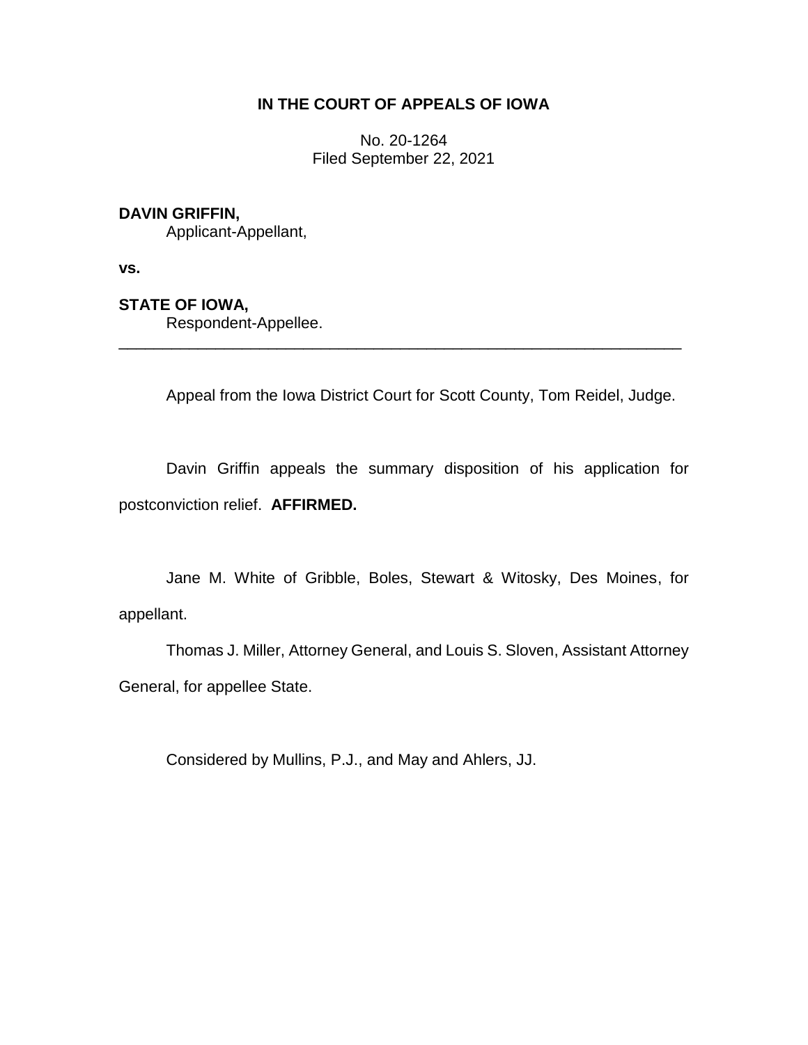**IN THE COURT OF APPEALS OF IOWA**

No. 20-1264
Filed September 22, 2021

**DAVIN GRIFFIN,**
Applicant-Appellant,

**vs.**

**STATE OF IOWA,**
Respondent-Appellee.

---

Appeal from the Iowa District Court for Scott County, Tom Reidel, Judge.

Davin Griffin appeals the summary disposition of his application for postconviction relief. **AFFIRMED.**

Jane M. White of Gribble, Boles, Stewart & Witosky, Des Moines, for appellant.

Thomas J. Miller, Attorney General, and Louis S. Sloven, Assistant Attorney General, for appellee State.

Considered by Mullins, P.J., and May and Ahlers, JJ.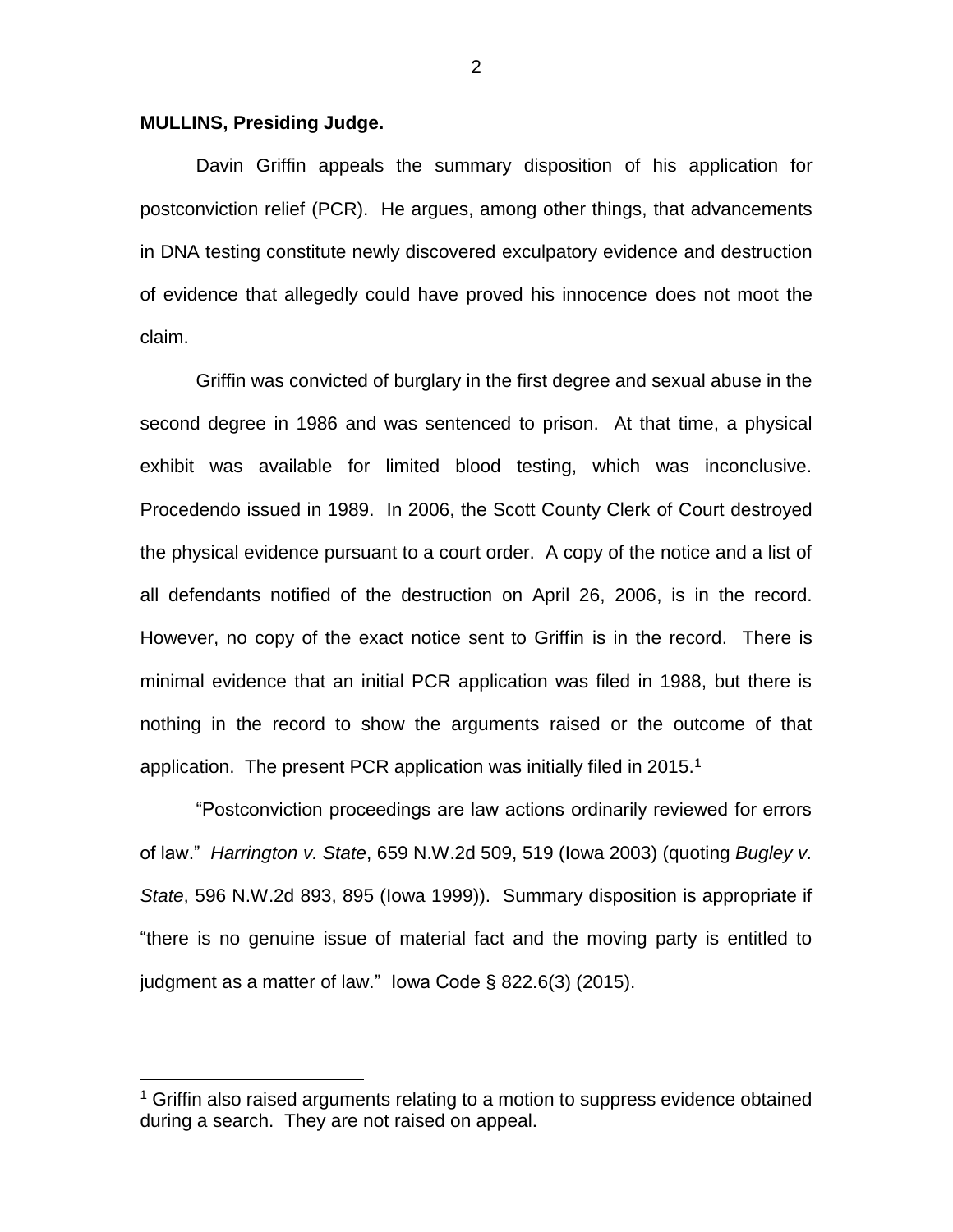**MULLINS, Presiding Judge.**

Davin Griffin appeals the summary disposition of his application for postconviction relief (PCR). He argues, among other things, that advancements in DNA testing constitute newly discovered exculpatory evidence and destruction of evidence that allegedly could have proved his innocence does not moot the claim.

Griffin was convicted of burglary in the first degree and sexual abuse in the second degree in 1986 and was sentenced to prison. At that time, a physical exhibit was available for limited blood testing, which was inconclusive. Procedendo issued in 1989. In 2006, the Scott County Clerk of Court destroyed the physical evidence pursuant to a court order. A copy of the notice and a list of all defendants notified of the destruction on April 26, 2006, is in the record. However, no copy of the exact notice sent to Griffin is in the record. There is minimal evidence that an initial PCR application was filed in 1988, but there is nothing in the record to show the arguments raised or the outcome of that application. The present PCR application was initially filed in 2015.[1]

"Postconviction proceedings are law actions ordinarily reviewed for errors of law." *Harrington v. State*, 659 N.W.2d 509, 519 (Iowa 2003) (quoting *Bugley v. State*, 596 N.W.2d 893, 895 (Iowa 1999)). Summary disposition is appropriate if "there is no genuine issue of material fact and the moving party is entitled to judgment as a matter of law." Iowa Code § 822.6(3) (2015).

[1] Griffin also raised arguments relating to a motion to suppress evidence obtained during a search. They are not raised on appeal.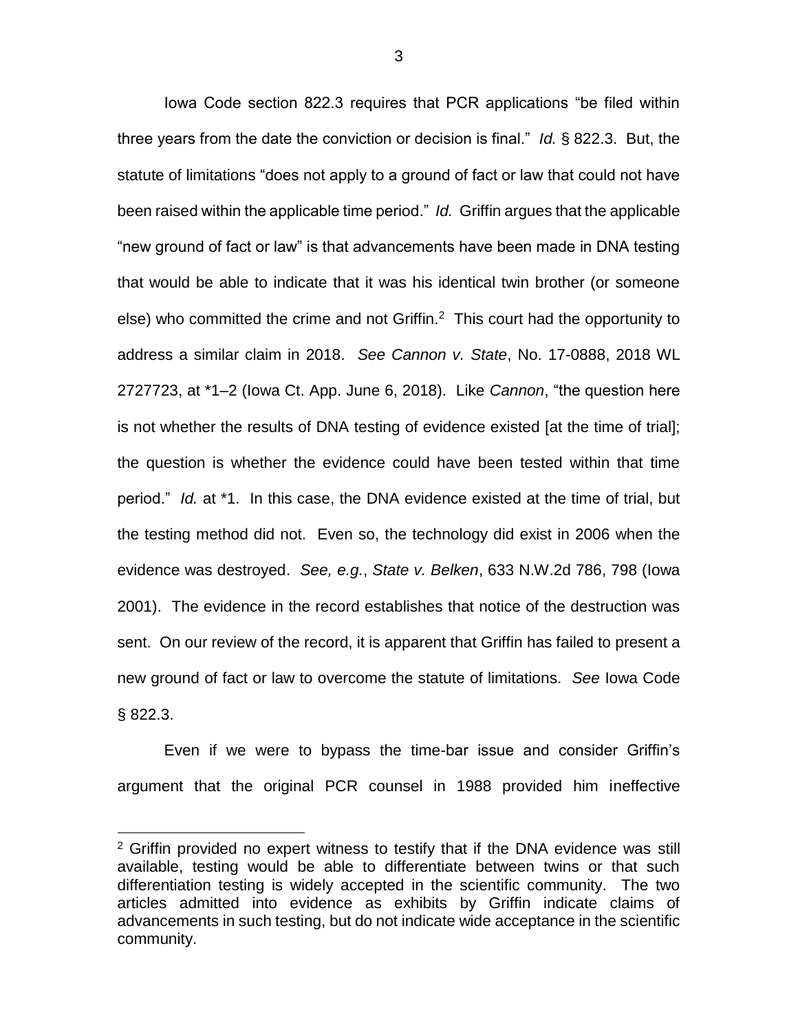Iowa Code section 822.3 requires that PCR applications "be filed within three years from the date the conviction or decision is final." *Id.* § 822.3. But, the statute of limitations "does not apply to a ground of fact or law that could not have been raised within the applicable time period." *Id.* Griffin argues that the applicable "new ground of fact or law" is that advancements have been made in DNA testing that would be able to indicate that it was his identical twin brother (or someone else) who committed the crime and not Griffin.[2] This court had the opportunity to address a similar claim in 2018. *See Cannon v. State*, No. 17-0888, 2018 WL 2727723, at *1–2 (Iowa Ct. App. June 6, 2018). Like *Cannon*, "the question here is not whether the results of DNA testing of evidence existed [at the time of trial]; the question is whether the evidence could have been tested within that time period." *Id.* at *1. In this case, the DNA evidence existed at the time of trial, but the testing method did not. Even so, the technology did exist in 2006 when the evidence was destroyed. *See, e.g.*, *State v. Belken*, 633 N.W.2d 786, 798 (Iowa 2001). The evidence in the record establishes that notice of the destruction was sent. On our review of the record, it is apparent that Griffin has failed to present a new ground of fact or law to overcome the statute of limitations. *See* Iowa Code § 822.3.

Even if we were to bypass the time-bar issue and consider Griffin's argument that the original PCR counsel in 1988 provided him ineffective

[2] Griffin provided no expert witness to testify that if the DNA evidence was still available, testing would be able to differentiate between twins or that such differentiation testing is widely accepted in the scientific community. The two articles admitted into evidence as exhibits by Griffin indicate claims of advancements in such testing, but do not indicate wide acceptance in the scientific community.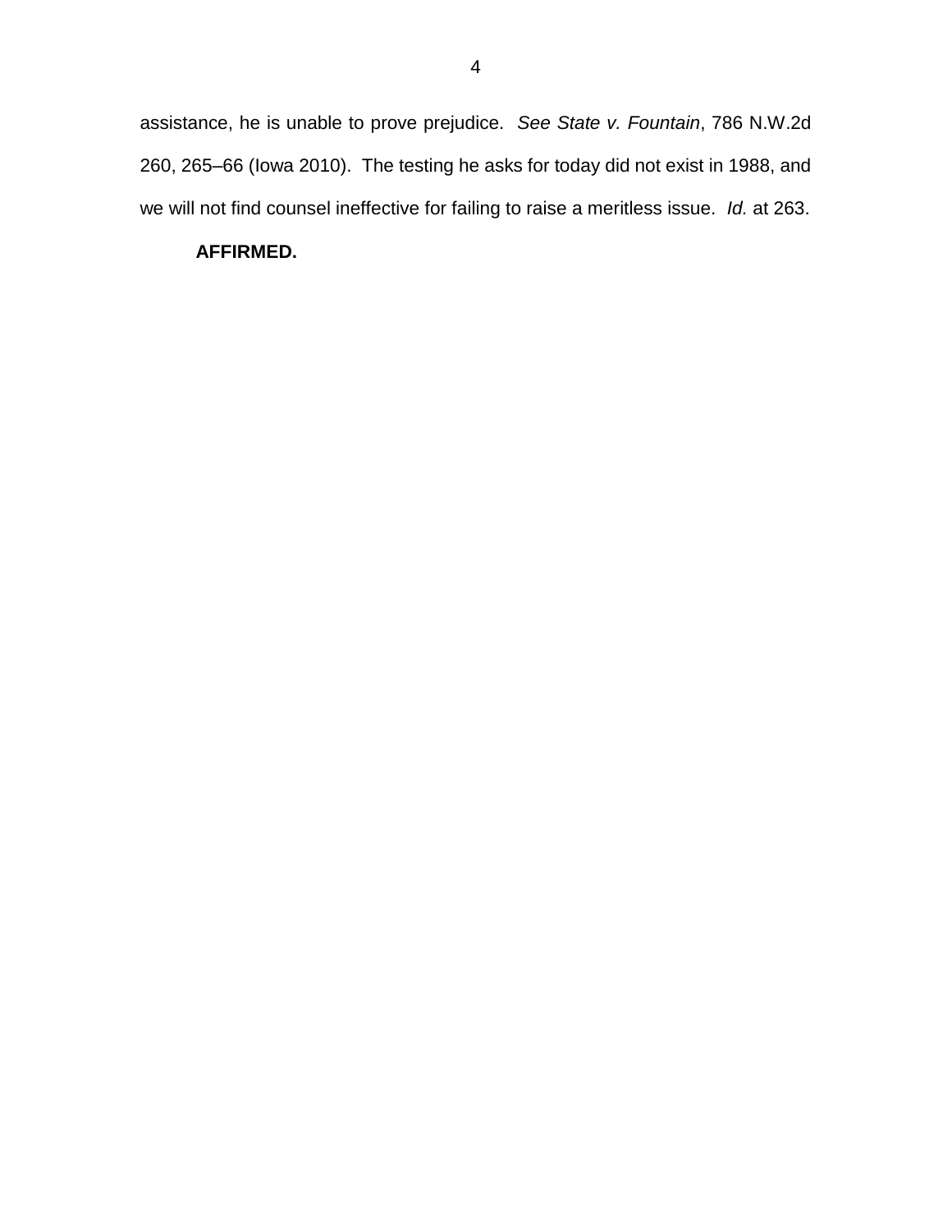assistance, he is unable to prove prejudice. *See State v. Fountain*, 786 N.W.2d 260, 265–66 (Iowa 2010). The testing he asks for today did not exist in 1988, and we will not find counsel ineffective for failing to raise a meritless issue. *Id.* at 263.

**AFFIRMED.**